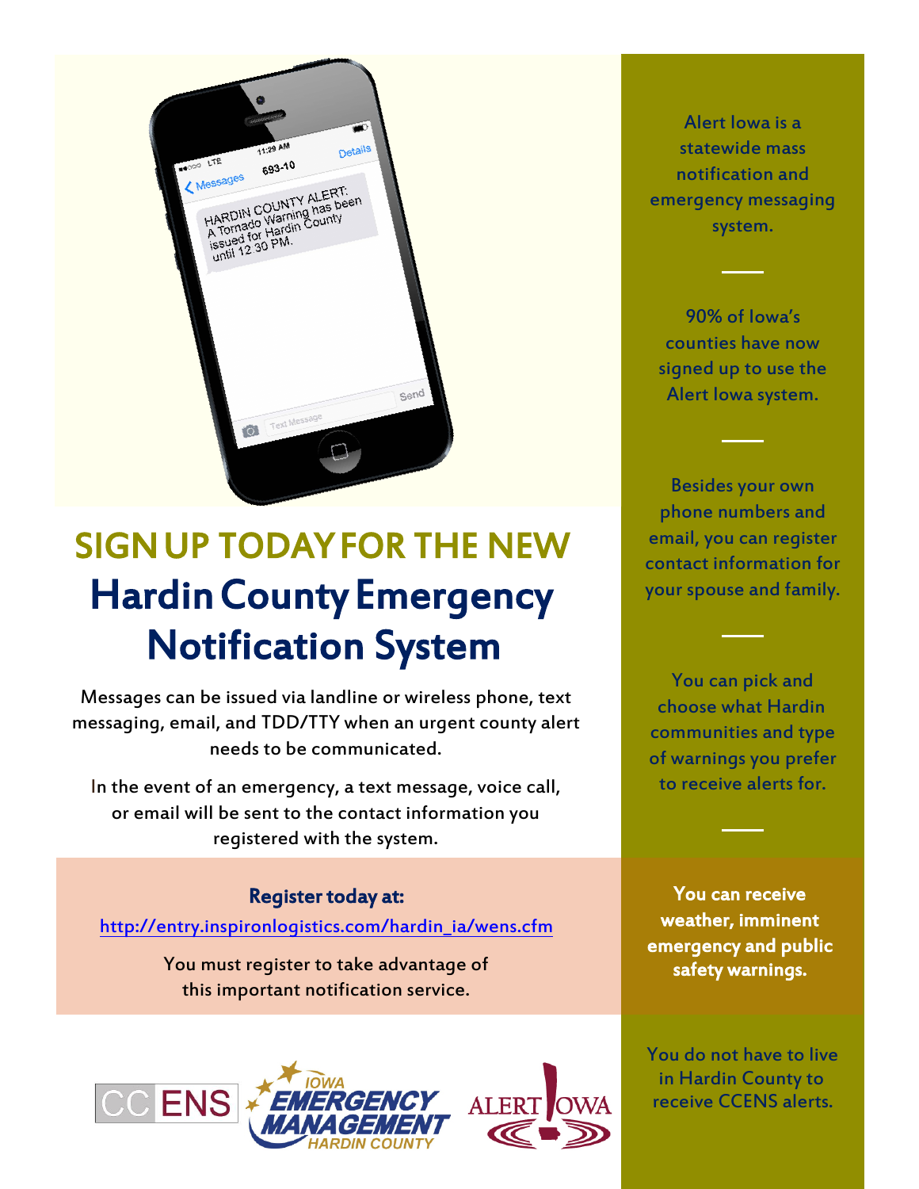# SIGN UP TODAY FOR THE NEW

# Hardin County Emergency Notification System

Messages can be issued via landline or wireless phone, text messaging, email, and TDD/TTY when an urgent county alert needs to be communicated.

In the event of an emergency, a text message, voice call, or email will be sent to the contact information you registered with the system.

**Register today at:**

http://entry.inspironlogistics.com/hardin_ia/wens.cfm

You must register to take advantage of this important notification service.

Alert Iowa is a statewide mass notification and emergency messaging system.

90% of Iowa's counties have now signed up to use the Alert Iowa system.

Besides your own phone numbers and email, you can register contact information for your spouse and family.

You can pick and choose what Hardin communities and type of warnings you prefer to receive alerts for.

**You can receive weather, imminent emergency and public safety warnings.**

You do not have to live in Hardin County to receive CCENS alerts.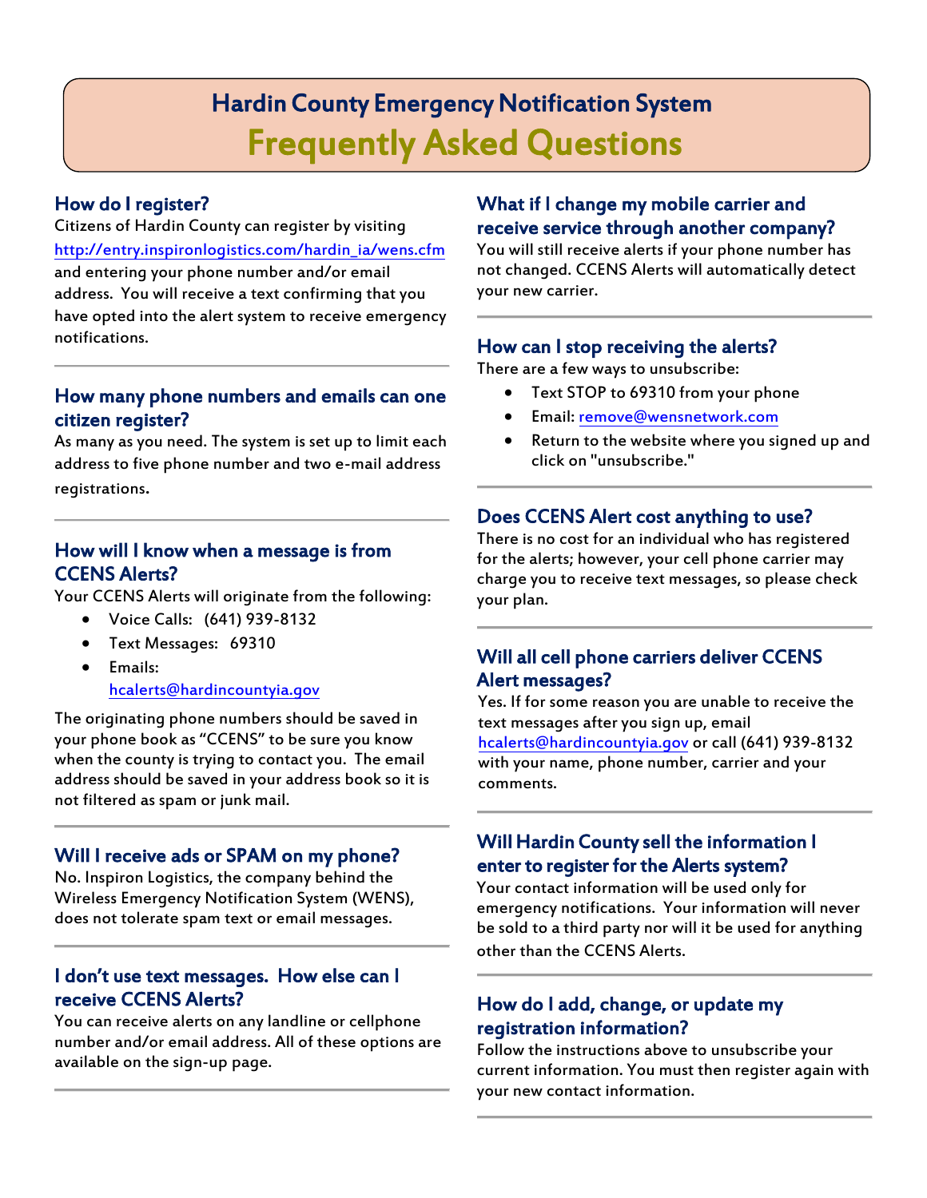# Hardin County Emergency Notification System

## Frequently Asked Questions

### How do I register?

Citizens of Hardin County can register by visiting http://entry.inspironlogistics.com/hardin_ia/wens.cfm and entering your phone number and/or email address. You will receive a text confirming that you have opted into the alert system to receive emergency notifications.

### How many phone numbers and emails can one citizen register?

As many as you need. The system is set up to limit each address to five phone number and two e-mail address registrations.

### How will I know when a message is from CCENS Alerts?

Your CCENS Alerts will originate from the following:

- Voice Calls: (641) 939-8132
- Text Messages: 69310
- Emails: hcalerts@hardincountyia.gov

The originating phone numbers should be saved in your phone book as "CCENS" to be sure you know when the county is trying to contact you. The email address should be saved in your address book so it is not filtered as spam or junk mail.

### Will I receive ads or SPAM on my phone?

No. Inspiron Logistics, the company behind the Wireless Emergency Notification System (WENS), does not tolerate spam text or email messages.

### I don't use text messages. How else can I receive CCENS Alerts?

You can receive alerts on any landline or cellphone number and/or email address. All of these options are available on the sign-up page.

### What if I change my mobile carrier and receive service through another company?

You will still receive alerts if your phone number has not changed. CCENS Alerts will automatically detect your new carrier.

### How can I stop receiving the alerts?

There are a few ways to unsubscribe:

- Text STOP to 69310 from your phone
- Email: remove@wensnetwork.com
- Return to the website where you signed up and click on "unsubscribe."

### Does CCENS Alert cost anything to use?

There is no cost for an individual who has registered for the alerts; however, your cell phone carrier may charge you to receive text messages, so please check your plan.

### Will all cell phone carriers deliver CCENS Alert messages?

Yes. If for some reason you are unable to receive the text messages after you sign up, email hcalerts@hardincountyia.gov or call (641) 939-8132 with your name, phone number, carrier and your comments.

### Will Hardin County sell the information I enter to register for the Alerts system?

Your contact information will be used only for emergency notifications. Your information will never be sold to a third party nor will it be used for anything other than the CCENS Alerts.

### How do I add, change, or update my registration information?

Follow the instructions above to unsubscribe your current information. You must then register again with your new contact information.